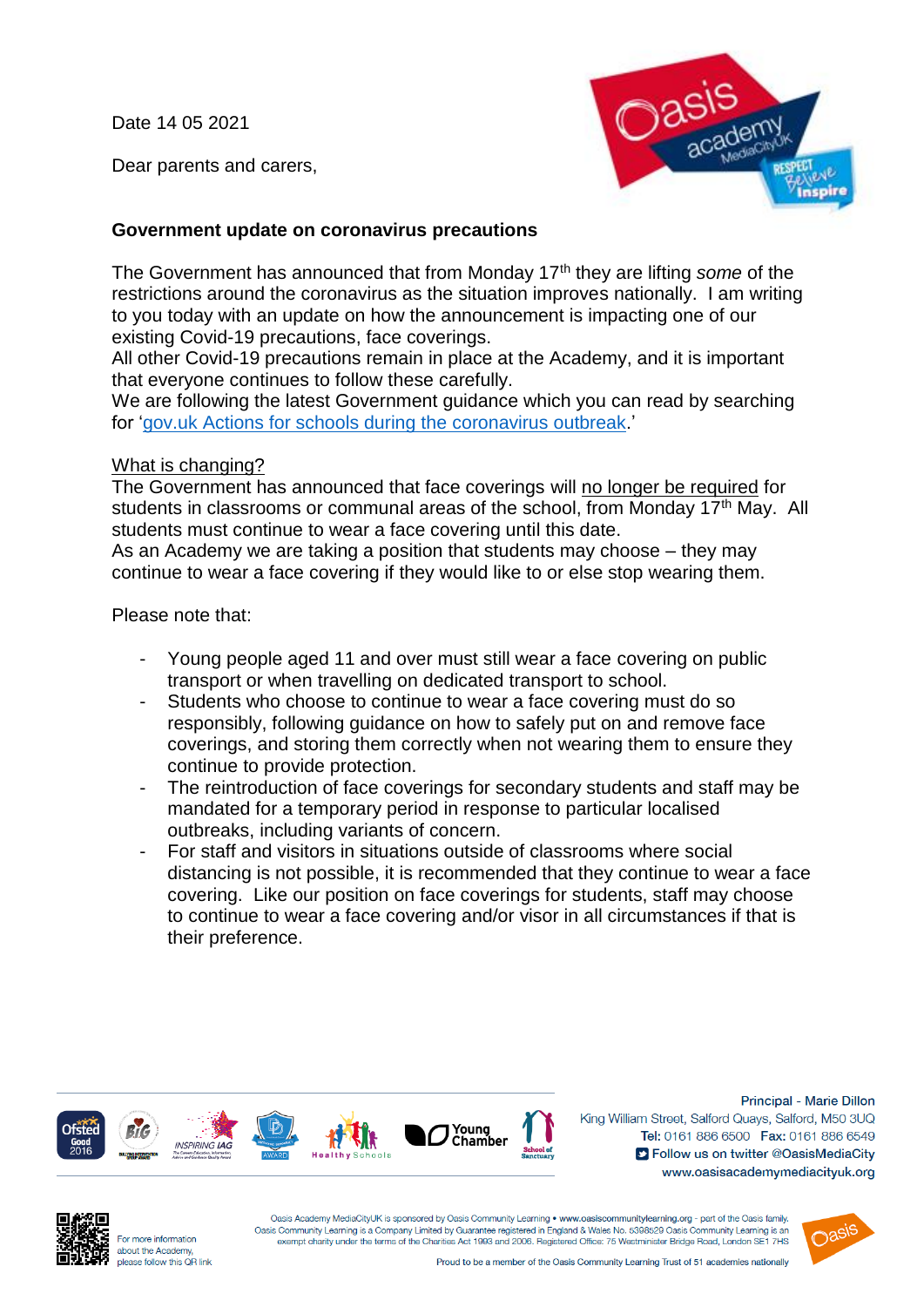Date 14 05 2021

Dear parents and carers,

**Government update on coronavirus precautions**

The Government has announced that from Monday 17th they are lifting *some* of the restrictions around the coronavirus as the situation improves nationally. I am writing to you today with an update on how the announcement is impacting one of our existing Covid-19 precautions, face coverings.

All other Covid-19 precautions remain in place at the Academy, and it is important that everyone continues to follow these carefully.

We are following the latest Government guidance which you can read by searching for 'gov.uk Actions for schools during the coronavirus outbreak.'

What is changing?

The Government has announced that face coverings will no longer be required for students in classrooms or communal areas of the school, from Monday 17th May. All students must continue to wear a face covering until this date.

As an Academy we are taking a position that students may choose – they may continue to wear a face covering if they would like to or else stop wearing them.

Please note that:

- Young people aged 11 and over must still wear a face covering on public transport or when travelling on dedicated transport to school.
- Students who choose to continue to wear a face covering must do so responsibly, following guidance on how to safely put on and remove face coverings, and storing them correctly when not wearing them to ensure they continue to provide protection.
- The reintroduction of face coverings for secondary students and staff may be mandated for a temporary period in response to particular localised outbreaks, including variants of concern.
- For staff and visitors in situations outside of classrooms where social distancing is not possible, it is recommended that they continue to wear a face covering. Like our position on face coverings for students, staff may choose to continue to wear a face covering and/or visor in all circumstances if that is their preference.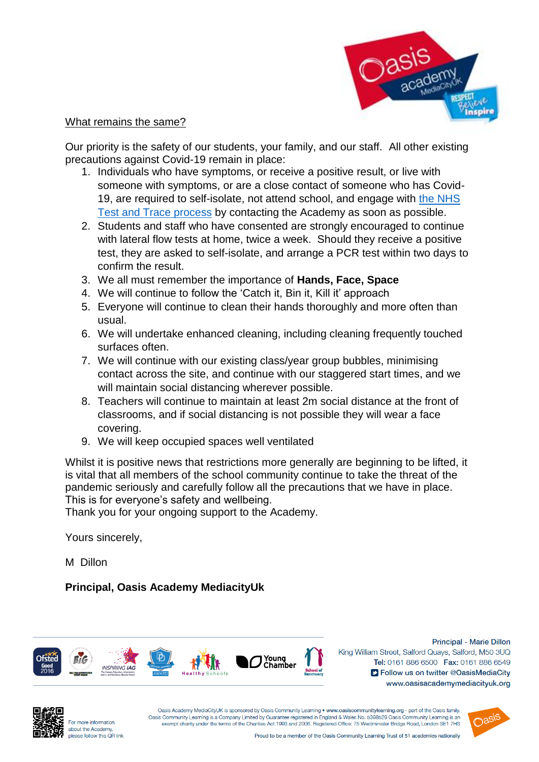What remains the same?

Our priority is the safety of our students, your family, and our staff. All other existing precautions against Covid-19 remain in place:

1. Individuals who have symptoms, or receive a positive result, or live with someone with symptoms, or are a close contact of someone who has Covid-19, are required to self-isolate, not attend school, and engage with the NHS Test and Trace process by contacting the Academy as soon as possible.
2. Students and staff who have consented are strongly encouraged to continue with lateral flow tests at home, twice a week. Should they receive a positive test, they are asked to self-isolate, and arrange a PCR test within two days to confirm the result.
3. We all must remember the importance of **Hands, Face, Space**
4. We will continue to follow the 'Catch it, Bin it, Kill it' approach
5. Everyone will continue to clean their hands thoroughly and more often than usual.
6. We will undertake enhanced cleaning, including cleaning frequently touched surfaces often.
7. We will continue with our existing class/year group bubbles, minimising contact across the site, and continue with our staggered start times, and we will maintain social distancing wherever possible.
8. Teachers will continue to maintain at least 2m social distance at the front of classrooms, and if social distancing is not possible they will wear a face covering.
9. We will keep occupied spaces well ventilated

Whilst it is positive news that restrictions more generally are beginning to be lifted, it is vital that all members of the school community continue to take the threat of the pandemic seriously and carefully follow all the precautions that we have in place. This is for everyone's safety and wellbeing.
Thank you for your ongoing support to the Academy.

Yours sincerely,

M Dillon

**Principal, Oasis Academy MediacityUk**

Principal - Marie Dillon
King William Street, Salford Quays, Salford, M50 3UQ
Tel: 0161 886 6500 Fax: 0161 886 6549
Follow us on twitter @OasisMediaCity
www.oasisacademymediacityuk.org

For more information about the Academy, please follow this QR link

Oasis Academy MediaCityUK is sponsored by Oasis Community Learning • www.oasiscommunitylearning.org - part of the Oasis family. Oasis Community Learning is a Company Limited by Guarantee registered in England & Wales No. 5398529 Oasis Community Learning is an exempt charity under the terms of the Charities Act 1993 and 2006. Registered Office: 75 Westminster Bridge Road, London SE1 7HS

Proud to be a member of the Oasis Community Learning Trust of 51 academies nationally